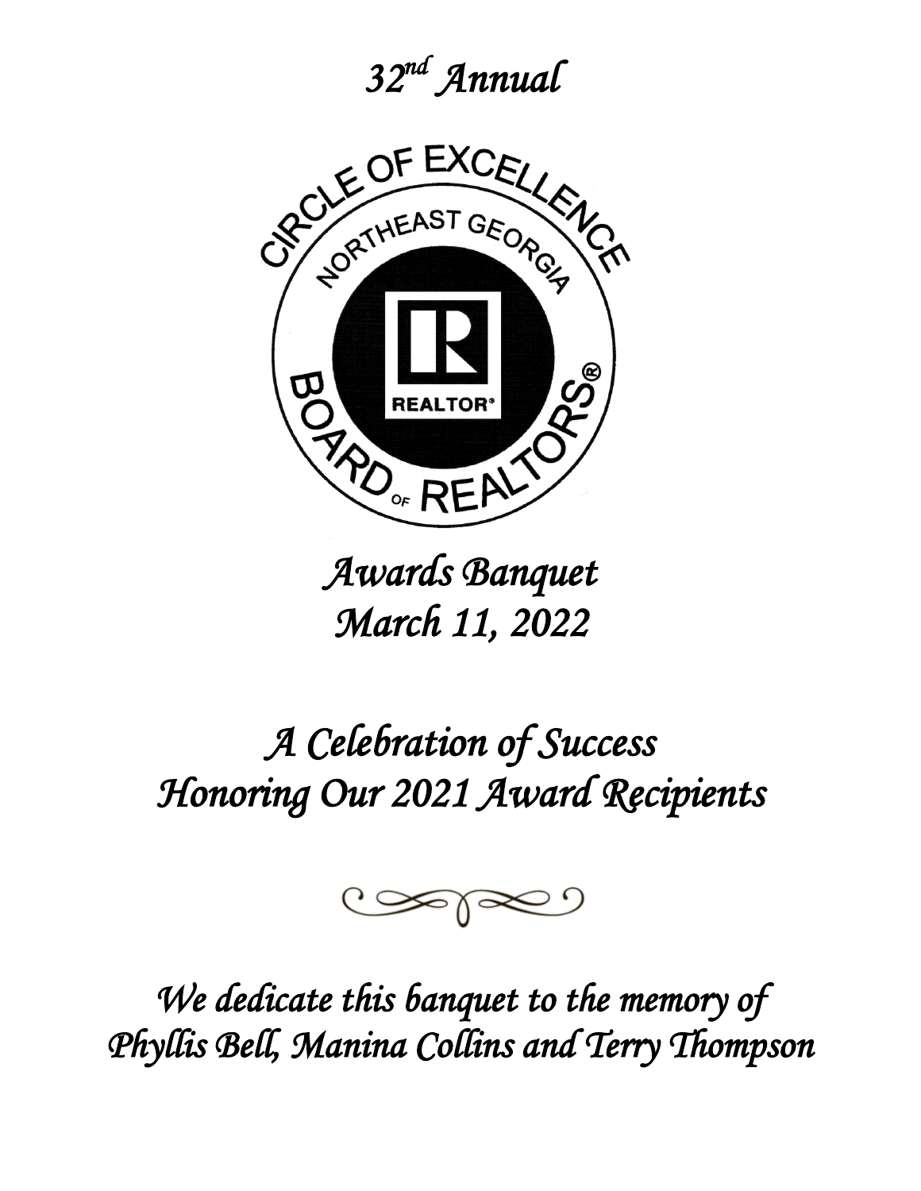*32nd Annual*

CIRCLE OF EXCELLENCE

NORTHEAST GEORGIA

REALTOR®

BOARD OF REALTORS®

# *Awards Banquet*
# *March 11, 2022*

## *A Celebration of Success*
## *Honoring Our 2021 Award Recipients*

*We dedicate this banquet to the memory of Phyllis Bell, Manina Collins and Terry Thompson*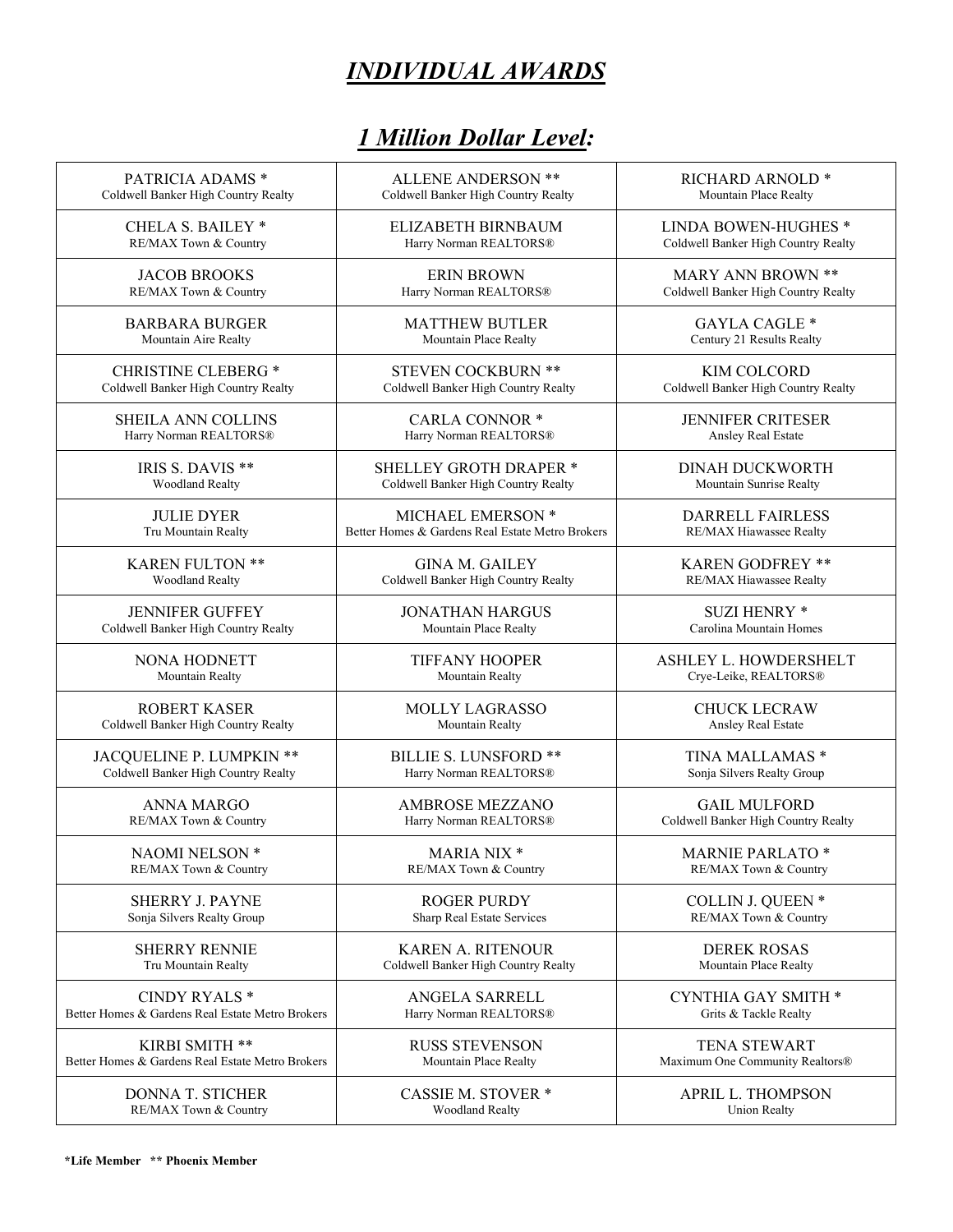# *INDIVIDUAL AWARDS*

## *1 Million Dollar Level:*

| | | |
|---|---|---|
| PATRICIA ADAMS *<br>Coldwell Banker High Country Realty | ALLENE ANDERSON **<br>Coldwell Banker High Country Realty | RICHARD ARNOLD *<br>Mountain Place Realty |
| CHELA S. BAILEY *<br>RE/MAX Town & Country | ELIZABETH BIRNBAUM<br>Harry Norman REALTORS® | LINDA BOWEN-HUGHES *<br>Coldwell Banker High Country Realty |
| JACOB BROOKS<br>RE/MAX Town & Country | ERIN BROWN<br>Harry Norman REALTORS® | MARY ANN BROWN **<br>Coldwell Banker High Country Realty |
| BARBARA BURGER<br>Mountain Aire Realty | MATTHEW BUTLER<br>Mountain Place Realty | GAYLA CAGLE *<br>Century 21 Results Realty |
| CHRISTINE CLEBERG *<br>Coldwell Banker High Country Realty | STEVEN COCKBURN **<br>Coldwell Banker High Country Realty | KIM COLCORD<br>Coldwell Banker High Country Realty |
| SHEILA ANN COLLINS<br>Harry Norman REALTORS® | CARLA CONNOR *<br>Harry Norman REALTORS® | JENNIFER CRITESER<br>Ansley Real Estate |
| IRIS S. DAVIS **<br>Woodland Realty | SHELLEY GROTH DRAPER *<br>Coldwell Banker High Country Realty | DINAH DUCKWORTH<br>Mountain Sunrise Realty |
| JULIE DYER<br>Tru Mountain Realty | MICHAEL EMERSON *<br>Better Homes & Gardens Real Estate Metro Brokers | DARRELL FAIRLESS<br>RE/MAX Hiawassee Realty |
| KAREN FULTON **<br>Woodland Realty | GINA M. GAILEY<br>Coldwell Banker High Country Realty | KAREN GODFREY **<br>RE/MAX Hiawassee Realty |
| JENNIFER GUFFEY<br>Coldwell Banker High Country Realty | JONATHAN HARGUS<br>Mountain Place Realty | SUZI HENRY *<br>Carolina Mountain Homes |
| NONA HODNETT<br>Mountain Realty | TIFFANY HOOPER<br>Mountain Realty | ASHLEY L. HOWDERSHELT<br>Crye-Leike, REALTORS® |
| ROBERT KASER<br>Coldwell Banker High Country Realty | MOLLY LAGRASSO<br>Mountain Realty | CHUCK LECRAW<br>Ansley Real Estate |
| JACQUELINE P. LUMPKIN **<br>Coldwell Banker High Country Realty | BILLIE S. LUNSFORD **<br>Harry Norman REALTORS® | TINA MALLAMAS *<br>Sonja Silvers Realty Group |
| ANNA MARGO<br>RE/MAX Town & Country | AMBROSE MEZZANO<br>Harry Norman REALTORS® | GAIL MULFORD<br>Coldwell Banker High Country Realty |
| NAOMI NELSON *<br>RE/MAX Town & Country | MARIA NIX *<br>RE/MAX Town & Country | MARNIE PARLATO *<br>RE/MAX Town & Country |
| SHERRY J. PAYNE<br>Sonja Silvers Realty Group | ROGER PURDY<br>Sharp Real Estate Services | COLLIN J. QUEEN *<br>RE/MAX Town & Country |
| SHERRY RENNIE<br>Tru Mountain Realty | KAREN A. RITENOUR<br>Coldwell Banker High Country Realty | DEREK ROSAS<br>Mountain Place Realty |
| CINDY RYALS *<br>Better Homes & Gardens Real Estate Metro Brokers | ANGELA SARRELL<br>Harry Norman REALTORS® | CYNTHIA GAY SMITH *<br>Grits & Tackle Realty |
| KIRBI SMITH **<br>Better Homes & Gardens Real Estate Metro Brokers | RUSS STEVENSON<br>Mountain Place Realty | TENA STEWART<br>Maximum One Community Realtors® |
| DONNA T. STICHER<br>RE/MAX Town & Country | CASSIE M. STOVER *<br>Woodland Realty | APRIL L. THOMPSON<br>Union Realty |

**\*Life Member \*\* Phoenix Member**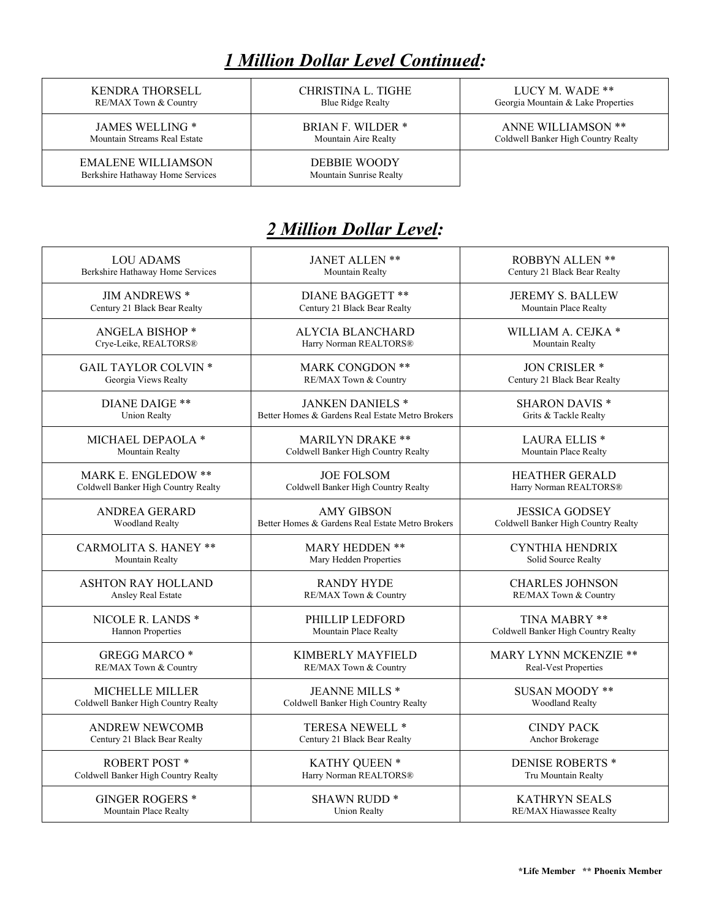## *1 Million Dollar Level Continued:*

| | | |
|---|---|---|
| KENDRA THORSELL<br>RE/MAX Town & Country | CHRISTINA L. TIGHE<br>Blue Ridge Realty | LUCY M. WADE **<br>Georgia Mountain & Lake Properties |
| JAMES WELLING *<br>Mountain Streams Real Estate | BRIAN F. WILDER *<br>Mountain Aire Realty | ANNE WILLIAMSON **<br>Coldwell Banker High Country Realty |
| EMALENE WILLIAMSON<br>Berkshire Hathaway Home Services | DEBBIE WOODY<br>Mountain Sunrise Realty | |

## *2 Million Dollar Level:*

| | | |
|---|---|---|
| LOU ADAMS<br>Berkshire Hathaway Home Services | JANET ALLEN **<br>Mountain Realty | ROBBYN ALLEN **<br>Century 21 Black Bear Realty |
| JIM ANDREWS *<br>Century 21 Black Bear Realty | DIANE BAGGETT **<br>Century 21 Black Bear Realty | JEREMY S. BALLEW<br>Mountain Place Realty |
| ANGELA BISHOP *<br>Crye-Leike, REALTORS® | ALYCIA BLANCHARD<br>Harry Norman REALTORS® | WILLIAM A. CEJKA *<br>Mountain Realty |
| GAIL TAYLOR COLVIN *<br>Georgia Views Realty | MARK CONGDON **<br>RE/MAX Town & Country | JON CRISLER *<br>Century 21 Black Bear Realty |
| DIANE DAIGE **<br>Union Realty | JANKEN DANIELS *<br>Better Homes & Gardens Real Estate Metro Brokers | SHARON DAVIS *<br>Grits & Tackle Realty |
| MICHAEL DEPAOLA *<br>Mountain Realty | MARILYN DRAKE **<br>Coldwell Banker High Country Realty | LAURA ELLIS *<br>Mountain Place Realty |
| MARK E. ENGLEDOW **<br>Coldwell Banker High Country Realty | JOE FOLSOM<br>Coldwell Banker High Country Realty | HEATHER GERALD<br>Harry Norman REALTORS® |
| ANDREA GERARD<br>Woodland Realty | AMY GIBSON<br>Better Homes & Gardens Real Estate Metro Brokers | JESSICA GODSEY<br>Coldwell Banker High Country Realty |
| CARMOLITA S. HANEY **<br>Mountain Realty | MARY HEDDEN **<br>Mary Hedden Properties | CYNTHIA HENDRIX<br>Solid Source Realty |
| ASHTON RAY HOLLAND<br>Ansley Real Estate | RANDY HYDE<br>RE/MAX Town & Country | CHARLES JOHNSON<br>RE/MAX Town & Country |
| NICOLE R. LANDS *<br>Hannon Properties | PHILLIP LEDFORD<br>Mountain Place Realty | TINA MABRY **<br>Coldwell Banker High Country Realty |
| GREGG MARCO *<br>RE/MAX Town & Country | KIMBERLY MAYFIELD<br>RE/MAX Town & Country | MARY LYNN MCKENZIE **<br>Real-Vest Properties |
| MICHELLE MILLER<br>Coldwell Banker High Country Realty | JEANNE MILLS *<br>Coldwell Banker High Country Realty | SUSAN MOODY **<br>Woodland Realty |
| ANDREW NEWCOMB<br>Century 21 Black Bear Realty | TERESA NEWELL *<br>Century 21 Black Bear Realty | CINDY PACK<br>Anchor Brokerage |
| ROBERT POST *<br>Coldwell Banker High Country Realty | KATHY QUEEN *<br>Harry Norman REALTORS® | DENISE ROBERTS *<br>Tru Mountain Realty |
| GINGER ROGERS *<br>Mountain Place Realty | SHAWN RUDD *<br>Union Realty | KATHRYN SEALS<br>RE/MAX Hiawassee Realty |

**\*Life Member  \*\* Phoenix Member**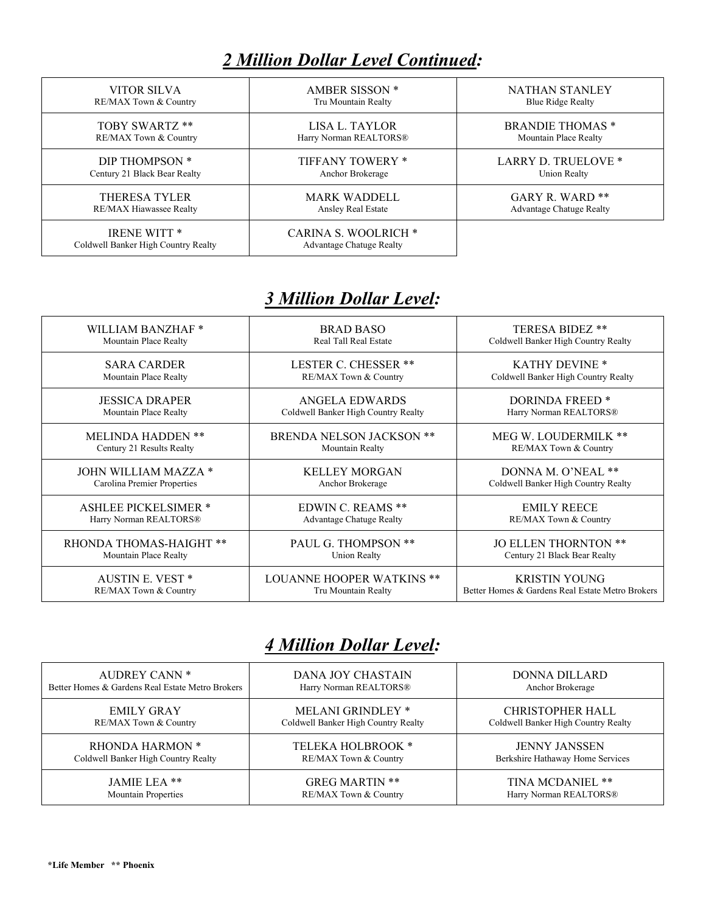## ***2 Million Dollar Level Continued:***

| | | |
|---|---|---|
| VITOR SILVA<br>RE/MAX Town & Country | AMBER SISSON *<br>Tru Mountain Realty | NATHAN STANLEY<br>Blue Ridge Realty |
| TOBY SWARTZ **<br>RE/MAX Town & Country | LISA L. TAYLOR<br>Harry Norman REALTORS® | BRANDIE THOMAS *<br>Mountain Place Realty |
| DIP THOMPSON *<br>Century 21 Black Bear Realty | TIFFANY TOWERY *<br>Anchor Brokerage | LARRY D. TRUELOVE *<br>Union Realty |
| THERESA TYLER<br>RE/MAX Hiawassee Realty | MARK WADDELL<br>Ansley Real Estate | GARY R. WARD **<br>Advantage Chatuge Realty |
| IRENE WITT *<br>Coldwell Banker High Country Realty | CARINA S. WOOLRICH *<br>Advantage Chatuge Realty | |

## ***3 Million Dollar Level:***

| | | |
|---|---|---|
| WILLIAM BANZHAF *<br>Mountain Place Realty | BRAD BASO<br>Real Tall Real Estate | TERESA BIDEZ **<br>Coldwell Banker High Country Realty |
| SARA CARDER<br>Mountain Place Realty | LESTER C. CHESSER **<br>RE/MAX Town & Country | KATHY DEVINE *<br>Coldwell Banker High Country Realty |
| JESSICA DRAPER<br>Mountain Place Realty | ANGELA EDWARDS<br>Coldwell Banker High Country Realty | DORINDA FREED *<br>Harry Norman REALTORS® |
| MELINDA HADDEN **<br>Century 21 Results Realty | BRENDA NELSON JACKSON **<br>Mountain Realty | MEG W. LOUDERMILK **<br>RE/MAX Town & Country |
| JOHN WILLIAM MAZZA *<br>Carolina Premier Properties | KELLEY MORGAN<br>Anchor Brokerage | DONNA M. O'NEAL **<br>Coldwell Banker High Country Realty |
| ASHLEE PICKELSIMER *<br>Harry Norman REALTORS® | EDWIN C. REAMS **<br>Advantage Chatuge Realty | EMILY REECE<br>RE/MAX Town & Country |
| RHONDA THOMAS-HAIGHT **<br>Mountain Place Realty | PAUL G. THOMPSON **<br>Union Realty | JO ELLEN THORNTON **<br>Century 21 Black Bear Realty |
| AUSTIN E. VEST *<br>RE/MAX Town & Country | LOUANNE HOOPER WATKINS **<br>Tru Mountain Realty | KRISTIN YOUNG<br>Better Homes & Gardens Real Estate Metro Brokers |

## ***4 Million Dollar Level:***

| | | |
|---|---|---|
| AUDREY CANN *<br>Better Homes & Gardens Real Estate Metro Brokers | DANA JOY CHASTAIN<br>Harry Norman REALTORS® | DONNA DILLARD<br>Anchor Brokerage |
| EMILY GRAY<br>RE/MAX Town & Country | MELANI GRINDLEY *<br>Coldwell Banker High Country Realty | CHRISTOPHER HALL<br>Coldwell Banker High Country Realty |
| RHONDA HARMON *<br>Coldwell Banker High Country Realty | TELEKA HOLBROOK *<br>RE/MAX Town & Country | JENNY JANSSEN<br>Berkshire Hathaway Home Services |
| JAMIE LEA **<br>Mountain Properties | GREG MARTIN **<br>RE/MAX Town & Country | TINA MCDANIEL **<br>Harry Norman REALTORS® |

**\*Life Member   \*\* Phoenix**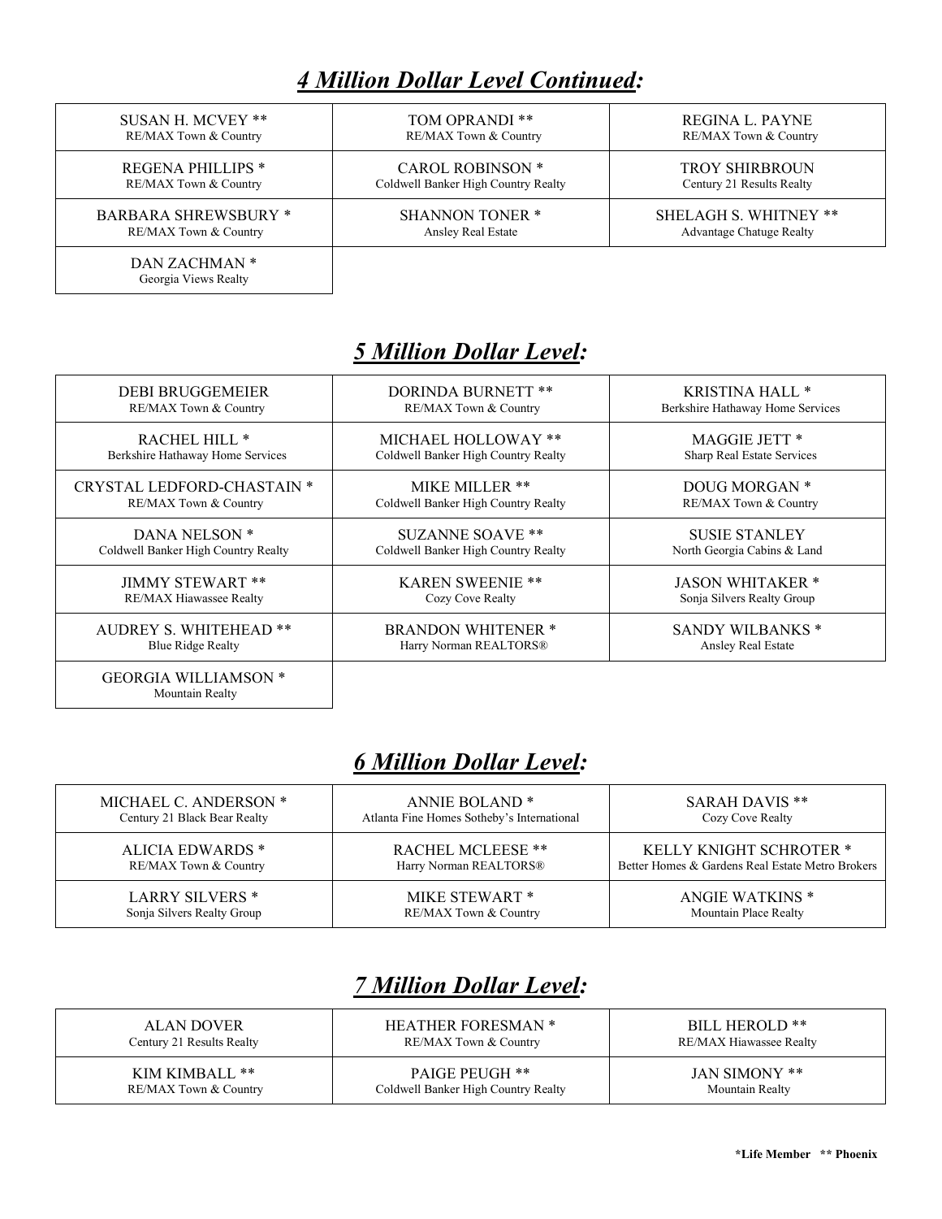## ***4 Million Dollar Level Continued:***

| | | |
|---|---|---|
| SUSAN H. MCVEY **<br>RE/MAX Town & Country | TOM OPRANDI **<br>RE/MAX Town & Country | REGINA L. PAYNE<br>RE/MAX Town & Country |
| REGENA PHILLIPS *<br>RE/MAX Town & Country | CAROL ROBINSON *<br>Coldwell Banker High Country Realty | TROY SHIRBROUN<br>Century 21 Results Realty |
| BARBARA SHREWSBURY *<br>RE/MAX Town & Country | SHANNON TONER *<br>Ansley Real Estate | SHELAGH S. WHITNEY **<br>Advantage Chatuge Realty |
| DAN ZACHMAN *<br>Georgia Views Realty | | |

## ***5 Million Dollar Level:***

| | | |
|---|---|---|
| DEBI BRUGGEMEIER<br>RE/MAX Town & Country | DORINDA BURNETT **<br>RE/MAX Town & Country | KRISTINA HALL *<br>Berkshire Hathaway Home Services |
| RACHEL HILL *<br>Berkshire Hathaway Home Services | MICHAEL HOLLOWAY **<br>Coldwell Banker High Country Realty | MAGGIE JETT *<br>Sharp Real Estate Services |
| CRYSTAL LEDFORD-CHASTAIN *<br>RE/MAX Town & Country | MIKE MILLER **<br>Coldwell Banker High Country Realty | DOUG MORGAN *<br>RE/MAX Town & Country |
| DANA NELSON *<br>Coldwell Banker High Country Realty | SUZANNE SOAVE **<br>Coldwell Banker High Country Realty | SUSIE STANLEY<br>North Georgia Cabins & Land |
| JIMMY STEWART **<br>RE/MAX Hiawassee Realty | KAREN SWEENIE **<br>Cozy Cove Realty | JASON WHITAKER *<br>Sonja Silvers Realty Group |
| AUDREY S. WHITEHEAD **<br>Blue Ridge Realty | BRANDON WHITENER *<br>Harry Norman REALTORS® | SANDY WILBANKS *<br>Ansley Real Estate |
| GEORGIA WILLIAMSON *<br>Mountain Realty | | |

## ***6 Million Dollar Level:***

| | | |
|---|---|---|
| MICHAEL C. ANDERSON *<br>Century 21 Black Bear Realty | ANNIE BOLAND *<br>Atlanta Fine Homes Sotheby's International | SARAH DAVIS **<br>Cozy Cove Realty |
| ALICIA EDWARDS *<br>RE/MAX Town & Country | RACHEL MCLEESE **<br>Harry Norman REALTORS® | KELLY KNIGHT SCHROTER *<br>Better Homes & Gardens Real Estate Metro Brokers |
| LARRY SILVERS *<br>Sonja Silvers Realty Group | MIKE STEWART *<br>RE/MAX Town & Country | ANGIE WATKINS *<br>Mountain Place Realty |

## ***7 Million Dollar Level:***

| | | |
|---|---|---|
| ALAN DOVER<br>Century 21 Results Realty | HEATHER FORESMAN *<br>RE/MAX Town & Country | BILL HEROLD **<br>RE/MAX Hiawassee Realty |
| KIM KIMBALL **<br>RE/MAX Town & Country | PAIGE PEUGH **<br>Coldwell Banker High Country Realty | JAN SIMONY **<br>Mountain Realty |

**\*Life Member ** Phoenix**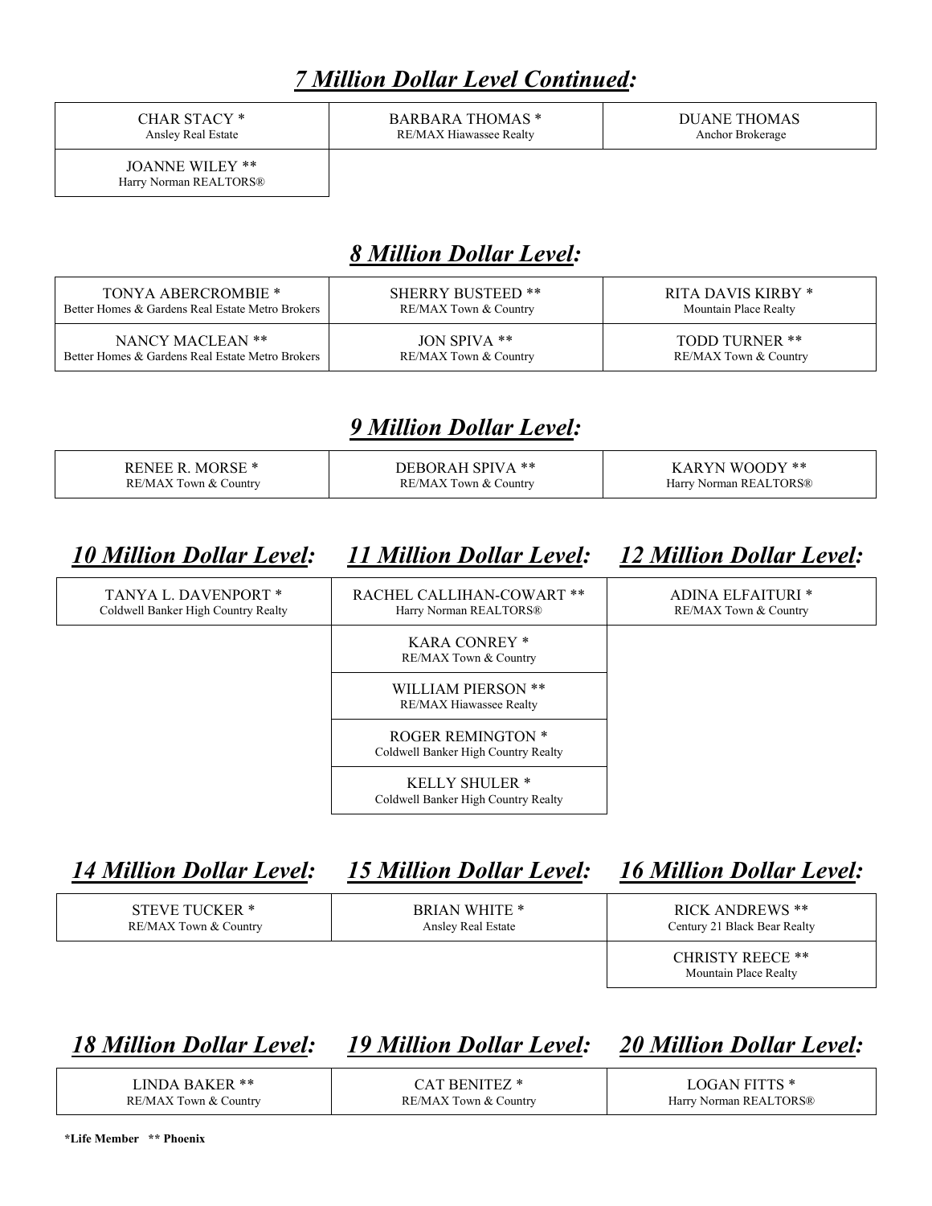## *7 Million Dollar Level Continued:*

| | | |
|---|---|---|
| CHAR STACY *<br>Ansley Real Estate | BARBARA THOMAS *<br>RE/MAX Hiawassee Realty | DUANE THOMAS<br>Anchor Brokerage |
| JOANNE WILEY **<br>Harry Norman REALTORS® | | |

## *8 Million Dollar Level:*

| | | |
|---|---|---|
| TONYA ABERCROMBIE *<br>Better Homes & Gardens Real Estate Metro Brokers | SHERRY BUSTEED **<br>RE/MAX Town & Country | RITA DAVIS KIRBY *<br>Mountain Place Realty |
| NANCY MACLEAN **<br>Better Homes & Gardens Real Estate Metro Brokers | JON SPIVA **<br>RE/MAX Town & Country | TODD TURNER **<br>RE/MAX Town & Country |

## *9 Million Dollar Level:*

| | | |
|---|---|---|
| RENEE R. MORSE *<br>RE/MAX Town & Country | DEBORAH SPIVA **<br>RE/MAX Town & Country | KARYN WOODY **<br>Harry Norman REALTORS® |

| *10 Million Dollar Level:* | *11 Million Dollar Level:* | *12 Million Dollar Level:* |
|---|---|---|
| TANYA L. DAVENPORT *<br>Coldwell Banker High Country Realty | RACHEL CALLIHAN-COWART **<br>Harry Norman REALTORS® | ADINA ELFAITURI *<br>RE/MAX Town & Country |
| | KARA CONREY *<br>RE/MAX Town & Country | |
| | WILLIAM PIERSON **<br>RE/MAX Hiawassee Realty | |
| | ROGER REMINGTON *<br>Coldwell Banker High Country Realty | |
| | KELLY SHULER *<br>Coldwell Banker High Country Realty | |

| *14 Million Dollar Level:* | *15 Million Dollar Level:* | *16 Million Dollar Level:* |
|---|---|---|
| STEVE TUCKER *<br>RE/MAX Town & Country | BRIAN WHITE *<br>Ansley Real Estate | RICK ANDREWS **<br>Century 21 Black Bear Realty |
| | | CHRISTY REECE **<br>Mountain Place Realty |

| *18 Million Dollar Level:* | *19 Million Dollar Level:* | *20 Million Dollar Level:* |
|---|---|---|
| LINDA BAKER **<br>RE/MAX Town & Country | CAT BENITEZ *<br>RE/MAX Town & Country | LOGAN FITTS *<br>Harry Norman REALTORS® |

**\*Life Member \*\* Phoenix**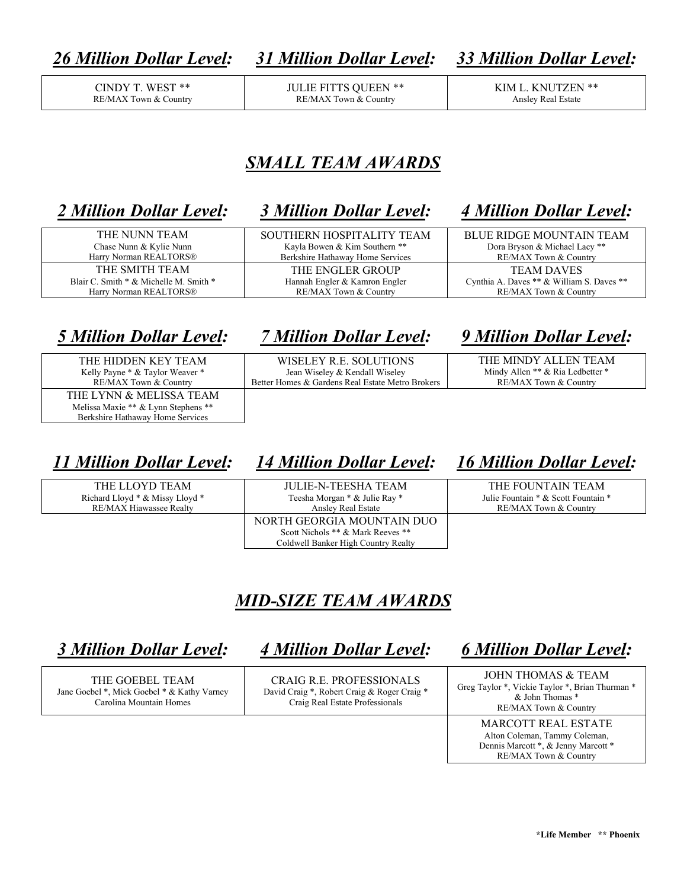| ***26 Million Dollar Level:*** | ***31 Million Dollar Level:*** | ***33 Million Dollar Level:*** |
|---|---|---|
| CINDY T. WEST **<br>RE/MAX Town & Country | JULIE FITTS QUEEN **<br>RE/MAX Town & Country | KIM L. KNUTZEN **<br>Ansley Real Estate |

## ***SMALL TEAM AWARDS***

| ***2 Million Dollar Level:*** | ***3 Million Dollar Level:*** | ***4 Million Dollar Level:*** |
|---|---|---|
| THE NUNN TEAM<br>Chase Nunn & Kylie Nunn<br>Harry Norman REALTORS® | SOUTHERN HOSPITALITY TEAM<br>Kayla Bowen & Kim Southern **<br>Berkshire Hathaway Home Services | BLUE RIDGE MOUNTAIN TEAM<br>Dora Bryson & Michael Lacy **<br>RE/MAX Town & Country |
| THE SMITH TEAM<br>Blair C. Smith * & Michelle M. Smith *<br>Harry Norman REALTORS® | THE ENGLER GROUP<br>Hannah Engler & Kamron Engler<br>RE/MAX Town & Country | TEAM DAVES<br>Cynthia A. Daves ** & William S. Daves **<br>RE/MAX Town & Country |

| ***5 Million Dollar Level:*** | ***7 Million Dollar Level:*** | ***9 Million Dollar Level:*** |
|---|---|---|
| THE HIDDEN KEY TEAM<br>Kelly Payne * & Taylor Weaver *<br>RE/MAX Town & Country | WISELEY R.E. SOLUTIONS<br>Jean Wiseley & Kendall Wiseley<br>Better Homes & Gardens Real Estate Metro Brokers | THE MINDY ALLEN TEAM<br>Mindy Allen ** & Ria Ledbetter *<br>RE/MAX Town & Country |
| THE LYNN & MELISSA TEAM<br>Melissa Maxie ** & Lynn Stephens **<br>Berkshire Hathaway Home Services | | |

| ***11 Million Dollar Level:*** | ***14 Million Dollar Level:*** | ***16 Million Dollar Level:*** |
|---|---|---|
| THE LLOYD TEAM<br>Richard Lloyd * & Missy Lloyd *<br>RE/MAX Hiawassee Realty | JULIE-N-TEESHA TEAM<br>Teesha Morgan * & Julie Ray *<br>Ansley Real Estate | THE FOUNTAIN TEAM<br>Julie Fountain * & Scott Fountain *<br>RE/MAX Town & Country |
| | NORTH GEORGIA MOUNTAIN DUO<br>Scott Nichols ** & Mark Reeves **<br>Coldwell Banker High Country Realty | |

## ***MID-SIZE TEAM AWARDS***

| ***3 Million Dollar Level:*** | ***4 Million Dollar Level:*** | ***6 Million Dollar Level:*** |
|---|---|---|
| THE GOEBEL TEAM<br>Jane Goebel *, Mick Goebel * & Kathy Varney<br>Carolina Mountain Homes | CRAIG R.E. PROFESSIONALS<br>David Craig *, Robert Craig & Roger Craig *<br>Craig Real Estate Professionals | JOHN THOMAS & TEAM<br>Greg Taylor *, Vickie Taylor *, Brian Thurman * & John Thomas *<br>RE/MAX Town & Country |
| | | MARCOTT REAL ESTATE<br>Alton Coleman, Tammy Coleman, Dennis Marcott *, & Jenny Marcott *<br>RE/MAX Town & Country |

***Life Member** ** **Phoenix**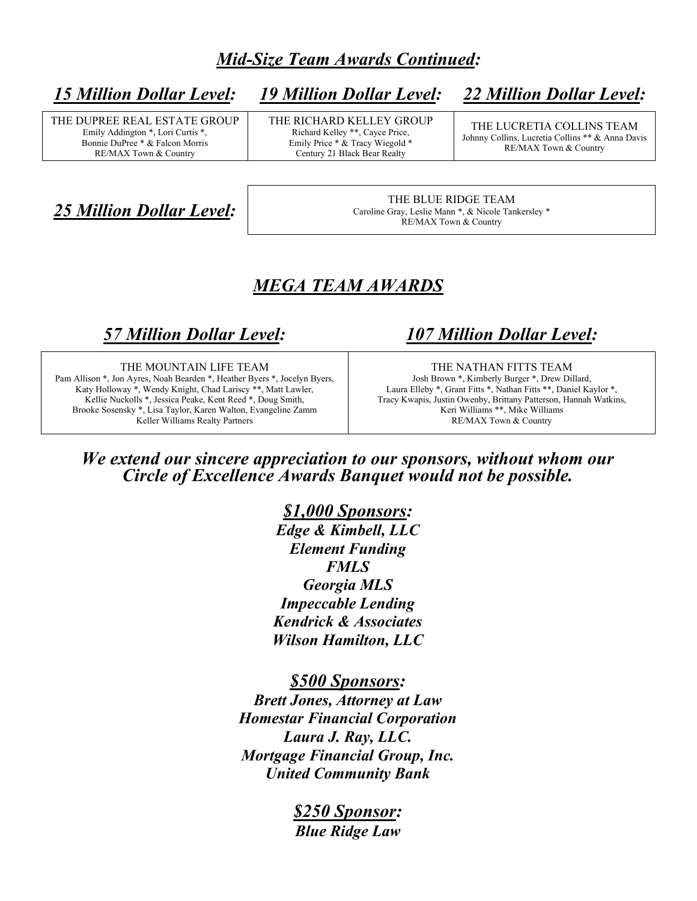## ***Mid-Size Team Awards Continued:***

| ***15 Million Dollar Level:*** | ***19 Million Dollar Level:*** | ***22 Million Dollar Level:*** |
|---|---|---|
| THE DUPREE REAL ESTATE GROUP<br>Emily Addington *, Lori Curtis *, Bonnie DuPree * & Falcon Morris<br>RE/MAX Town & Country | THE RICHARD KELLEY GROUP<br>Richard Kelley **, Cayce Price, Emily Price * & Tracy Wiegold *<br>Century 21 Black Bear Realty | THE LUCRETIA COLLINS TEAM<br>Johnny Collins, Lucretia Collins ** & Anna Davis<br>RE/MAX Town & Country |

| | |
|---|---|
| ***25 Million Dollar Level:*** | THE BLUE RIDGE TEAM<br>Caroline Gray, Leslie Mann *, & Nicole Tankersley *<br>RE/MAX Town & Country |

## ***MEGA TEAM AWARDS***

| ***57 Million Dollar Level:*** | ***107 Million Dollar Level:*** |
|---|---|
| THE MOUNTAIN LIFE TEAM<br>Pam Allison *, Jon Ayres, Noah Bearden *, Heather Byers *, Jocelyn Byers, Katy Holloway *, Wendy Knight, Chad Lariscy **, Matt Lawler, Kellie Nuckolls *, Jessica Peake, Kent Reed *, Doug Smith, Brooke Sosensky *, Lisa Taylor, Karen Walton, Evangeline Zamm<br>Keller Williams Realty Partners | THE NATHAN FITTS TEAM<br>Josh Brown *, Kimberly Burger *, Drew Dillard, Laura Elleby *, Grant Fitts *, Nathan Fitts **, Daniel Kaylor *, Tracy Kwapis, Justin Owenby, Brittany Patterson, Hannah Watkins, Keri Williams **, Mike Williams<br>RE/MAX Town & Country |

***We extend our sincere appreciation to our sponsors, without whom our Circle of Excellence Awards Banquet would not be possible.***

### ***$1,000 Sponsors:***

***Edge & Kimbell, LLC***
***Element Funding***
***FMLS***
***Georgia MLS***
***Impeccable Lending***
***Kendrick & Associates***
***Wilson Hamilton, LLC***

### ***$500 Sponsors:***

***Brett Jones, Attorney at Law***
***Homestar Financial Corporation***
***Laura J. Ray, LLC.***
***Mortgage Financial Group, Inc.***
***United Community Bank***

### ***$250 Sponsor:***

***Blue Ridge Law***